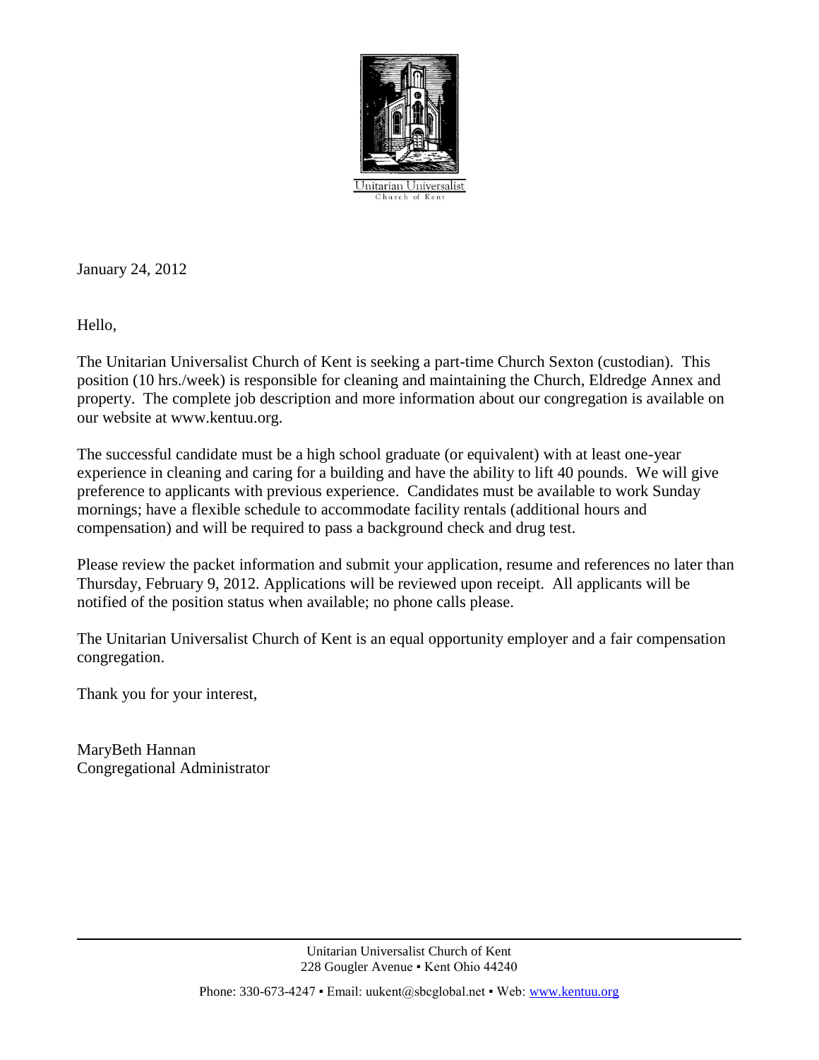Unitarian Universalist
Church of Kent

January 24, 2012

Hello,

The Unitarian Universalist Church of Kent is seeking a part-time Church Sexton (custodian). This position (10 hrs./week) is responsible for cleaning and maintaining the Church, Eldredge Annex and property. The complete job description and more information about our congregation is available on our website at www.kentuu.org.

The successful candidate must be a high school graduate (or equivalent) with at least one-year experience in cleaning and caring for a building and have the ability to lift 40 pounds. We will give preference to applicants with previous experience. Candidates must be available to work Sunday mornings; have a flexible schedule to accommodate facility rentals (additional hours and compensation) and will be required to pass a background check and drug test.

Please review the packet information and submit your application, resume and references no later than Thursday, February 9, 2012. Applications will be reviewed upon receipt. All applicants will be notified of the position status when available; no phone calls please.

The Unitarian Universalist Church of Kent is an equal opportunity employer and a fair compensation congregation.

Thank you for your interest,

MaryBeth Hannan
Congregational Administrator

Unitarian Universalist Church of Kent
228 Gougler Avenue ▪ Kent Ohio 44240

Phone: 330-673-4247 ▪ Email: uukent@sbcglobal.net ▪ Web: www.kentuu.org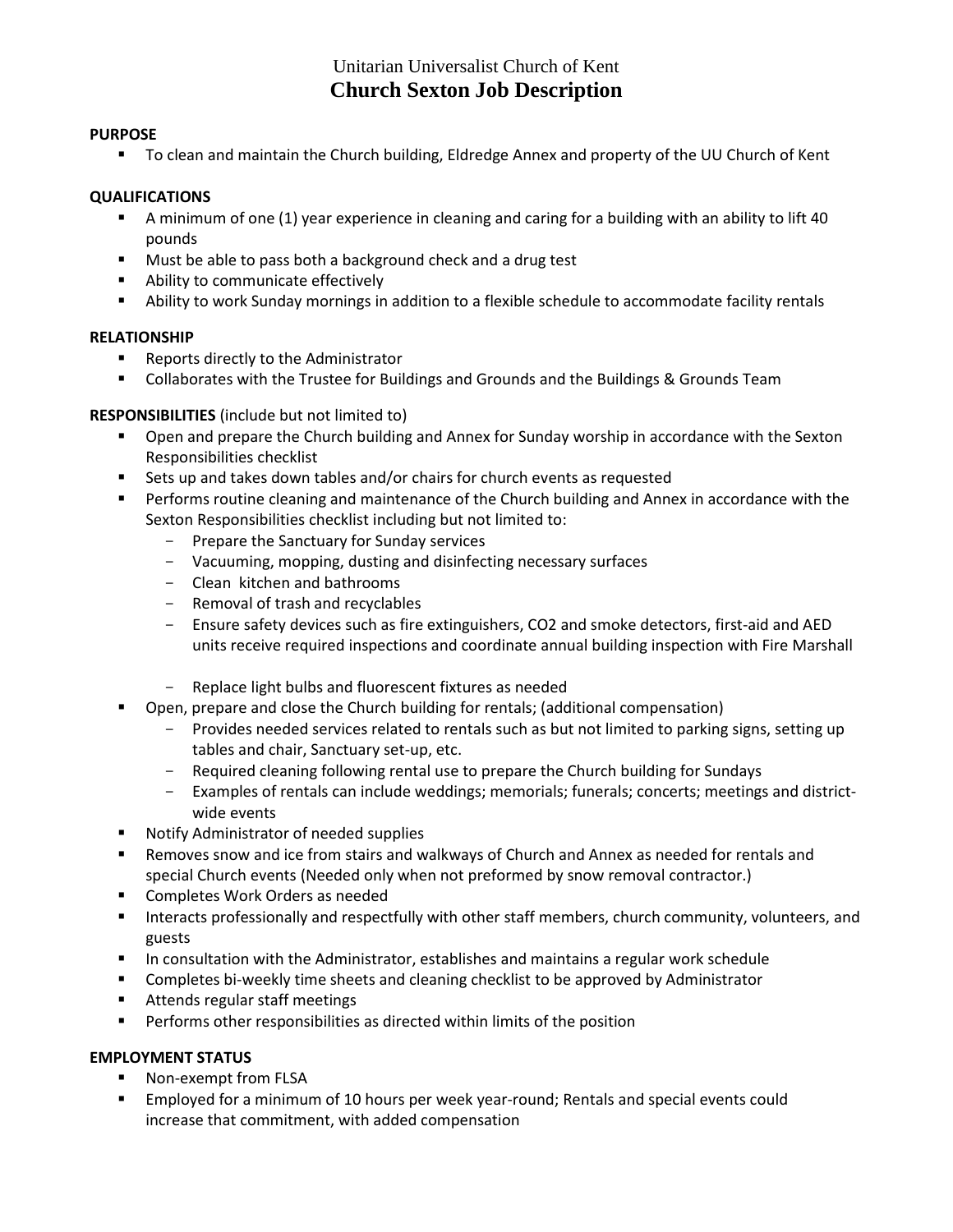# Unitarian Universalist Church of Kent

## Church Sexton Job Description

**PURPOSE**

- To clean and maintain the Church building, Eldredge Annex and property of the UU Church of Kent

**QUALIFICATIONS**

- A minimum of one (1) year experience in cleaning and caring for a building with an ability to lift 40 pounds
- Must be able to pass both a background check and a drug test
- Ability to communicate effectively
- Ability to work Sunday mornings in addition to a flexible schedule to accommodate facility rentals

**RELATIONSHIP**

- Reports directly to the Administrator
- Collaborates with the Trustee for Buildings and Grounds and the Buildings & Grounds Team

**RESPONSIBILITIES** (include but not limited to)

- Open and prepare the Church building and Annex for Sunday worship in accordance with the Sexton Responsibilities checklist
- Sets up and takes down tables and/or chairs for church events as requested
- Performs routine cleaning and maintenance of the Church building and Annex in accordance with the Sexton Responsibilities checklist including but not limited to:
  - Prepare the Sanctuary for Sunday services
  - Vacuuming, mopping, dusting and disinfecting necessary surfaces
  - Clean kitchen and bathrooms
  - Removal of trash and recyclables
  - Ensure safety devices such as fire extinguishers, CO2 and smoke detectors, first-aid and AED units receive required inspections and coordinate annual building inspection with Fire Marshall
  - Replace light bulbs and fluorescent fixtures as needed
- Open, prepare and close the Church building for rentals; (additional compensation)
  - Provides needed services related to rentals such as but not limited to parking signs, setting up tables and chair, Sanctuary set-up, etc.
  - Required cleaning following rental use to prepare the Church building for Sundays
  - Examples of rentals can include weddings; memorials; funerals; concerts; meetings and district-wide events
- Notify Administrator of needed supplies
- Removes snow and ice from stairs and walkways of Church and Annex as needed for rentals and special Church events (Needed only when not preformed by snow removal contractor.)
- Completes Work Orders as needed
- Interacts professionally and respectfully with other staff members, church community, volunteers, and guests
- In consultation with the Administrator, establishes and maintains a regular work schedule
- Completes bi-weekly time sheets and cleaning checklist to be approved by Administrator
- Attends regular staff meetings
- Performs other responsibilities as directed within limits of the position

**EMPLOYMENT STATUS**

- Non-exempt from FLSA
- Employed for a minimum of 10 hours per week year-round; Rentals and special events could increase that commitment, with added compensation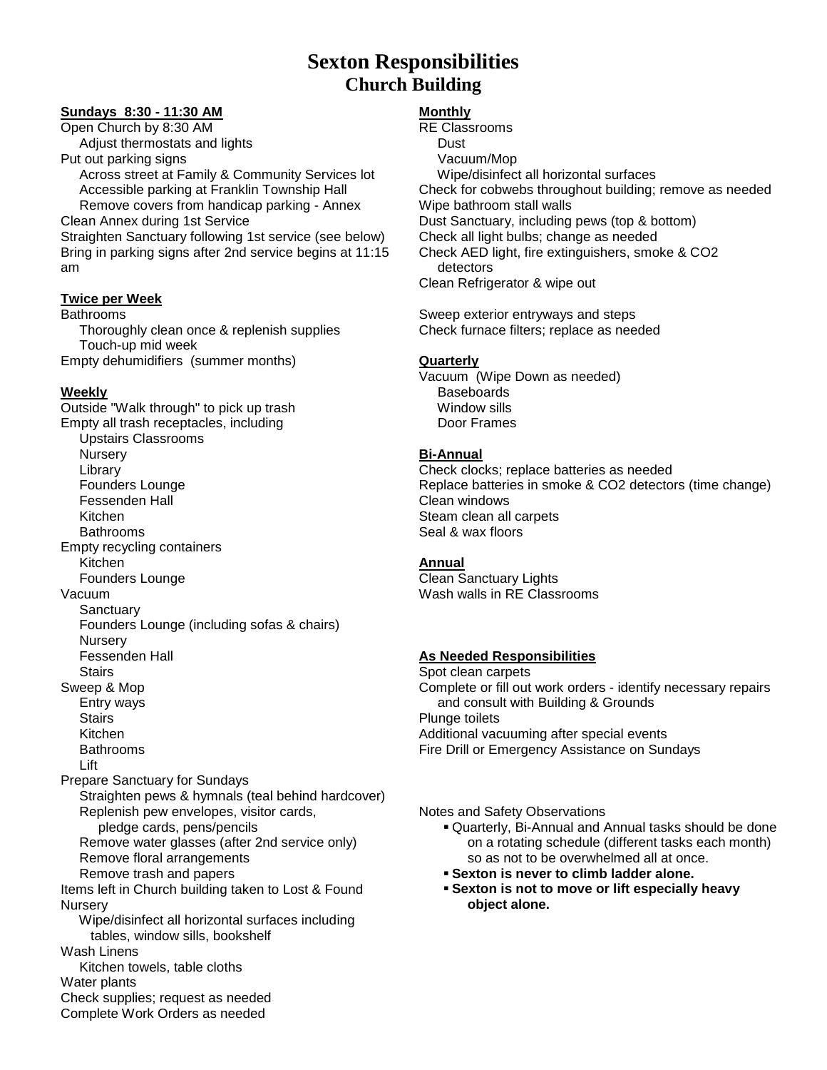# Sexton Responsibilities

## Church Building

### Sundays 8:30 - 11:30 AM

- Open Church by 8:30 AM
  - Adjust thermostats and lights
- Put out parking signs
  - Across street at Family & Community Services lot
  - Accessible parking at Franklin Township Hall
  - Remove covers from handicap parking - Annex
- Clean Annex during 1st Service
- Straighten Sanctuary following 1st service (see below)
- Bring in parking signs after 2nd service begins at 11:15 am

### Twice per Week

- Bathrooms
  - Thoroughly clean once & replenish supplies
  - Touch-up mid week
- Empty dehumidifiers (summer months)

### Weekly

- Outside "Walk through" to pick up trash
- Empty all trash receptacles, including
  - Upstairs Classrooms
  - Nursery
  - Library
  - Founders Lounge
  - Fessenden Hall
  - Kitchen
  - Bathrooms
- Empty recycling containers
  - Kitchen
  - Founders Lounge
- Vacuum
  - Sanctuary
  - Founders Lounge (including sofas & chairs)
  - Nursery
  - Fessenden Hall
  - Stairs
- Sweep & Mop
  - Entry ways
  - Stairs
  - Kitchen
  - Bathrooms
  - Lift
- Prepare Sanctuary for Sundays
  - Straighten pews & hymnals (teal behind hardcover)
  - Replenish pew envelopes, visitor cards, pledge cards, pens/pencils
  - Remove water glasses (after 2nd service only)
  - Remove floral arrangements
  - Remove trash and papers
- Items left in Church building taken to Lost & Found
- Nursery
  - Wipe/disinfect all horizontal surfaces including tables, window sills, bookshelf
- Wash Linens
  - Kitchen towels, table cloths
- Water plants
- Check supplies; request as needed
- Complete Work Orders as needed

### Monthly

- RE Classrooms
  - Dust
  - Vacuum/Mop
  - Wipe/disinfect all horizontal surfaces
- Check for cobwebs throughout building; remove as needed
- Wipe bathroom stall walls
- Dust Sanctuary, including pews (top & bottom)
- Check all light bulbs; change as needed
- Check AED light, fire extinguishers, smoke & CO2 detectors
- Clean Refrigerator & wipe out

- Sweep exterior entryways and steps
- Check furnace filters; replace as needed

### Quarterly

- Vacuum (Wipe Down as needed)
  - Baseboards
  - Window sills
  - Door Frames

### Bi-Annual

- Check clocks; replace batteries as needed
- Replace batteries in smoke & CO2 detectors (time change)
- Clean windows
- Steam clean all carpets
- Seal & wax floors

### Annual

- Clean Sanctuary Lights
- Wash walls in RE Classrooms

### As Needed Responsibilities

- Spot clean carpets
- Complete or fill out work orders - identify necessary repairs and consult with Building & Grounds
- Plunge toilets
- Additional vacuuming after special events
- Fire Drill or Emergency Assistance on Sundays

Notes and Safety Observations

- Quarterly, Bi-Annual and Annual tasks should be done on a rotating schedule (different tasks each month) so as not to be overwhelmed all at once.
- **Sexton is never to climb ladder alone.**
- **Sexton is not to move or lift especially heavy object alone.**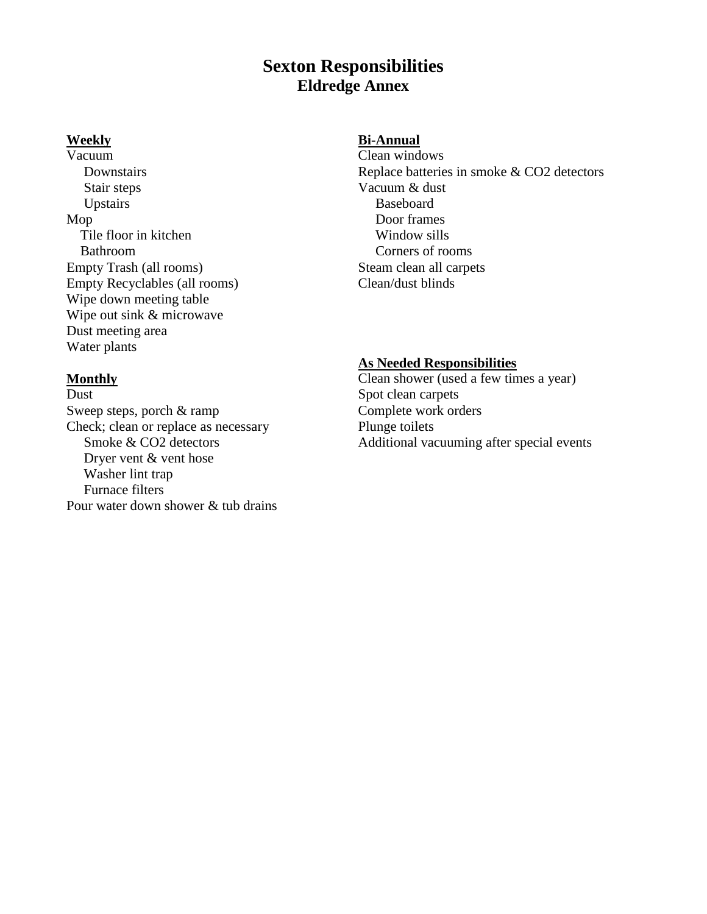# Sexton Responsibilities
## Eldredge Annex

**Weekly**

Vacuum
- Downstairs
- Stair steps
- Upstairs

Mop
- Tile floor in kitchen
- Bathroom

Empty Trash (all rooms)
Empty Recyclables (all rooms)
Wipe down meeting table
Wipe out sink & microwave
Dust meeting area
Water plants

**Monthly**

Dust
Sweep steps, porch & ramp
Check; clean or replace as necessary
- Smoke & $CO_2$ detectors
- Dryer vent & vent hose
- Washer lint trap
- Furnace filters

Pour water down shower & tub drains

**Bi-Annual**

Clean windows
Replace batteries in smoke & $CO_2$ detectors
Vacuum & dust
- Baseboard
- Door frames
- Window sills
- Corners of rooms

Steam clean all carpets
Clean/dust blinds

**As Needed Responsibilities**

Clean shower (used a few times a year)
Spot clean carpets
Complete work orders
Plunge toilets
Additional vacuuming after special events